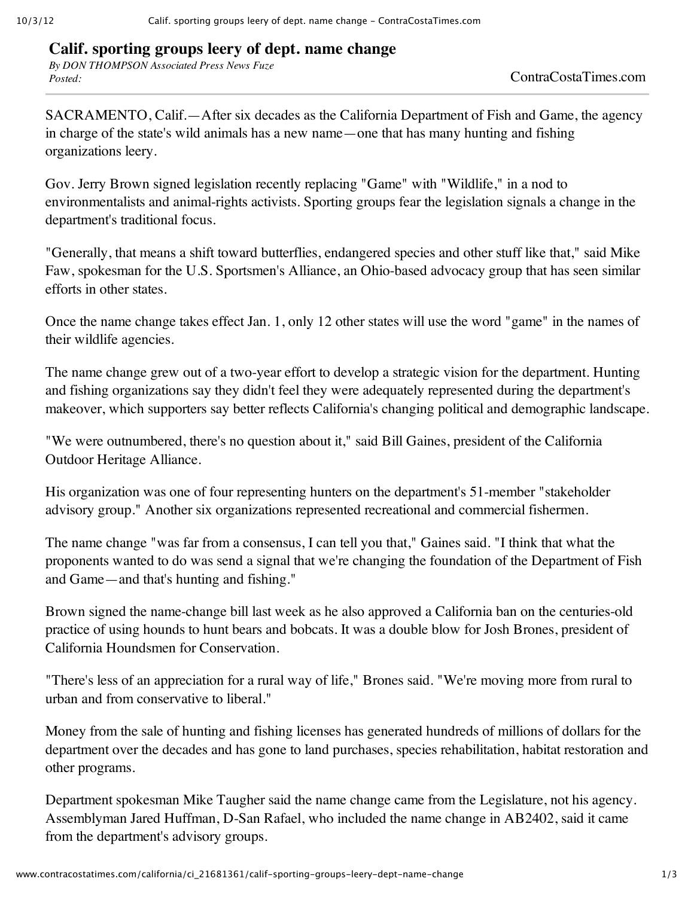# Calif. sporting groups leery of dept. name change

*By DON THOMPSON Associated Press News Fuze*
*Posted:*

ContraCostaTimes.com

SACRAMENTO, Calif.—After six decades as the California Department of Fish and Game, the agency in charge of the state's wild animals has a new name—one that has many hunting and fishing organizations leery.

Gov. Jerry Brown signed legislation recently replacing "Game" with "Wildlife," in a nod to environmentalists and animal-rights activists. Sporting groups fear the legislation signals a change in the department's traditional focus.

"Generally, that means a shift toward butterflies, endangered species and other stuff like that," said Mike Faw, spokesman for the U.S. Sportsmen's Alliance, an Ohio-based advocacy group that has seen similar efforts in other states.

Once the name change takes effect Jan. 1, only 12 other states will use the word "game" in the names of their wildlife agencies.

The name change grew out of a two-year effort to develop a strategic vision for the department. Hunting and fishing organizations say they didn't feel they were adequately represented during the department's makeover, which supporters say better reflects California's changing political and demographic landscape.

"We were outnumbered, there's no question about it," said Bill Gaines, president of the California Outdoor Heritage Alliance.

His organization was one of four representing hunters on the department's 51-member "stakeholder advisory group." Another six organizations represented recreational and commercial fishermen.

The name change "was far from a consensus, I can tell you that," Gaines said. "I think that what the proponents wanted to do was send a signal that we're changing the foundation of the Department of Fish and Game—and that's hunting and fishing."

Brown signed the name-change bill last week as he also approved a California ban on the centuries-old practice of using hounds to hunt bears and bobcats. It was a double blow for Josh Brones, president of California Houndsmen for Conservation.

"There's less of an appreciation for a rural way of life," Brones said. "We're moving more from rural to urban and from conservative to liberal."

Money from the sale of hunting and fishing licenses has generated hundreds of millions of dollars for the department over the decades and has gone to land purchases, species rehabilitation, habitat restoration and other programs.

Department spokesman Mike Taugher said the name change came from the Legislature, not his agency. Assemblyman Jared Huffman, D-San Rafael, who included the name change in AB2402, said it came from the department's advisory groups.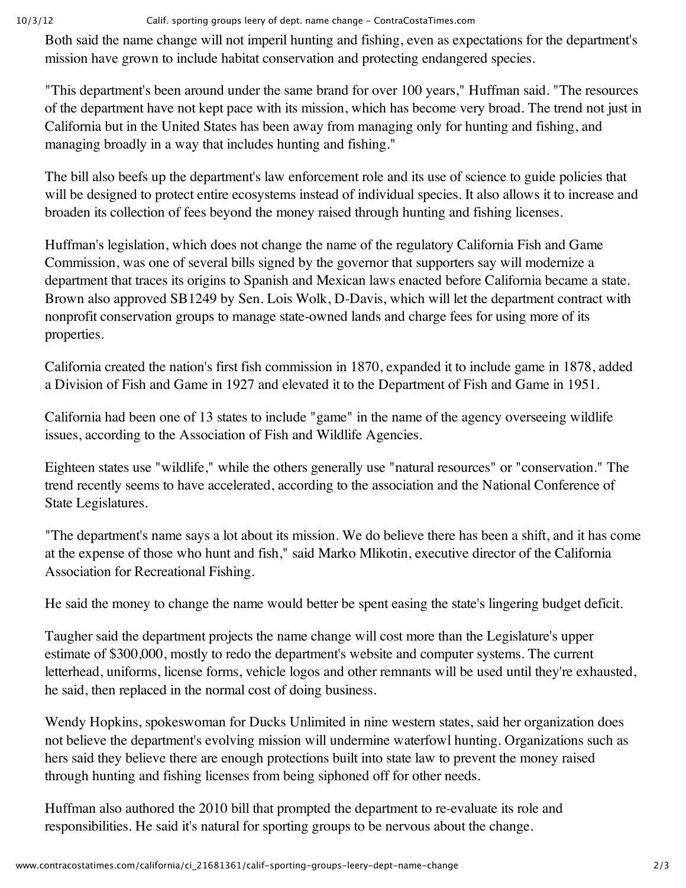Both said the name change will not imperil hunting and fishing, even as expectations for the department's mission have grown to include habitat conservation and protecting endangered species.

"This department's been around under the same brand for over 100 years," Huffman said. "The resources of the department have not kept pace with its mission, which has become very broad. The trend not just in California but in the United States has been away from managing only for hunting and fishing, and managing broadly in a way that includes hunting and fishing."

The bill also beefs up the department's law enforcement role and its use of science to guide policies that will be designed to protect entire ecosystems instead of individual species. It also allows it to increase and broaden its collection of fees beyond the money raised through hunting and fishing licenses.

Huffman's legislation, which does not change the name of the regulatory California Fish and Game Commission, was one of several bills signed by the governor that supporters say will modernize a department that traces its origins to Spanish and Mexican laws enacted before California became a state. Brown also approved SB1249 by Sen. Lois Wolk, D-Davis, which will let the department contract with nonprofit conservation groups to manage state-owned lands and charge fees for using more of its properties.

California created the nation's first fish commission in 1870, expanded it to include game in 1878, added a Division of Fish and Game in 1927 and elevated it to the Department of Fish and Game in 1951.

California had been one of 13 states to include "game" in the name of the agency overseeing wildlife issues, according to the Association of Fish and Wildlife Agencies.

Eighteen states use "wildlife," while the others generally use "natural resources" or "conservation." The trend recently seems to have accelerated, according to the association and the National Conference of State Legislatures.

"The department's name says a lot about its mission. We do believe there has been a shift, and it has come at the expense of those who hunt and fish," said Marko Mlikotin, executive director of the California Association for Recreational Fishing.

He said the money to change the name would better be spent easing the state's lingering budget deficit.

Taugher said the department projects the name change will cost more than the Legislature's upper estimate of $300,000, mostly to redo the department's website and computer systems. The current letterhead, uniforms, license forms, vehicle logos and other remnants will be used until they're exhausted, he said, then replaced in the normal cost of doing business.

Wendy Hopkins, spokeswoman for Ducks Unlimited in nine western states, said her organization does not believe the department's evolving mission will undermine waterfowl hunting. Organizations such as hers said they believe there are enough protections built into state law to prevent the money raised through hunting and fishing licenses from being siphoned off for other needs.

Huffman also authored the 2010 bill that prompted the department to re-evaluate its role and responsibilities. He said it's natural for sporting groups to be nervous about the change.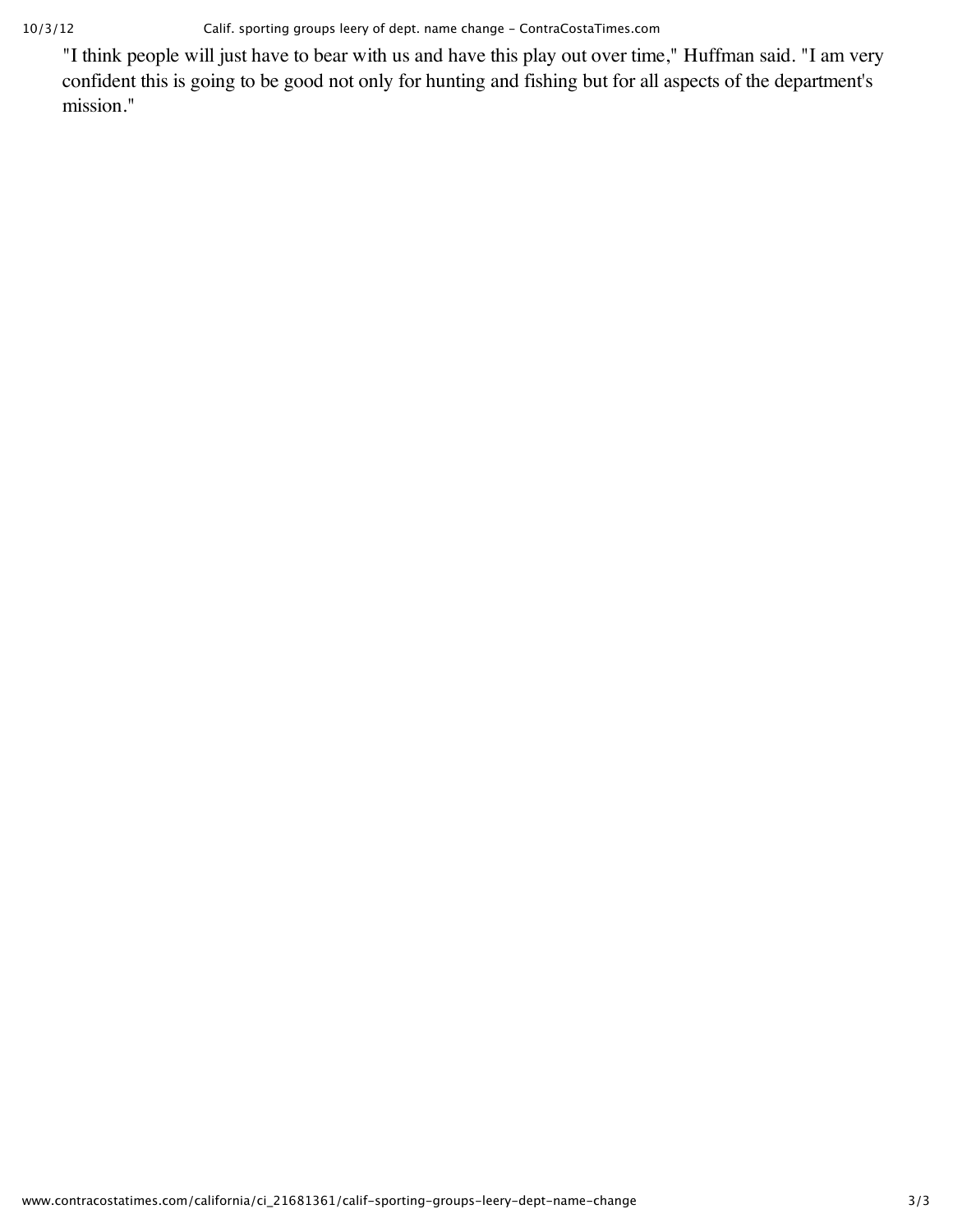"I think people will just have to bear with us and have this play out over time," Huffman said. "I am very confident this is going to be good not only for hunting and fishing but for all aspects of the department's mission."